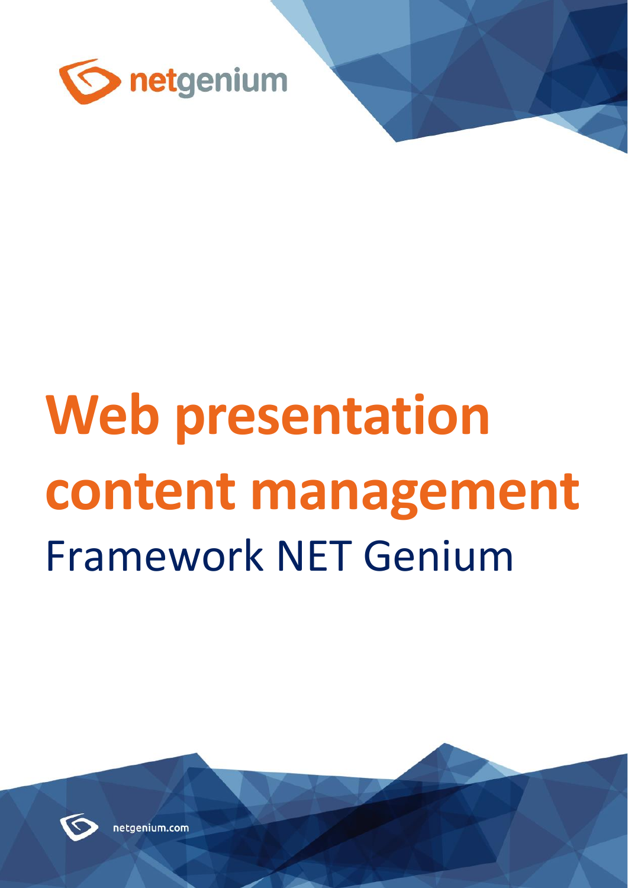# Web presentation content management

Framework NET Genium

netgenium.com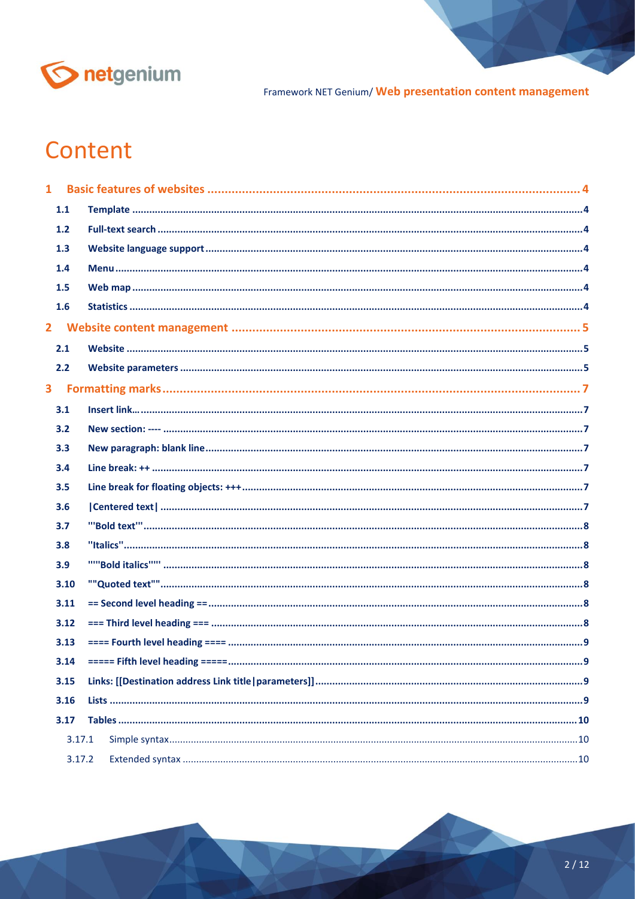# Content

1 Basic features of websites ... 4
- 1.1 Template ... 4
- 1.2 Full-text search ... 4
- 1.3 Website language support ... 4
- 1.4 Menu ... 4
- 1.5 Web map ... 4
- 1.6 Statistics ... 4

2 Website content management ... 5
- 2.1 Website ... 5
- 2.2 Website parameters ... 5

3 Formatting marks ... 7
- 3.1 Insert link… ... 7
- 3.2 New section: ---- ... 7
- 3.3 New paragraph: blank line ... 7
- 3.4 Line break: ++ ... 7
- 3.5 Line break for floating objects: +++ ... 7
- 3.6 |Centered text| ... 7
- 3.7 '''Bold text''' ... 8
- 3.8 ''Italics'' ... 8
- 3.9 '''''Bold italics''''' ... 8
- 3.10 ""Quoted text"" ... 8
- 3.11 == Second level heading == ... 8
- 3.12 === Third level heading === ... 8
- 3.13 ==== Fourth level heading ==== ... 9
- 3.14 ===== Fifth level heading ===== ... 9
- 3.15 Links: [[Destination address Link title|parameters]] ... 9
- 3.16 Lists ... 9
- 3.17 Tables ... 10
  - 3.17.1 Simple syntax ... 10
  - 3.17.2 Extended syntax ... 10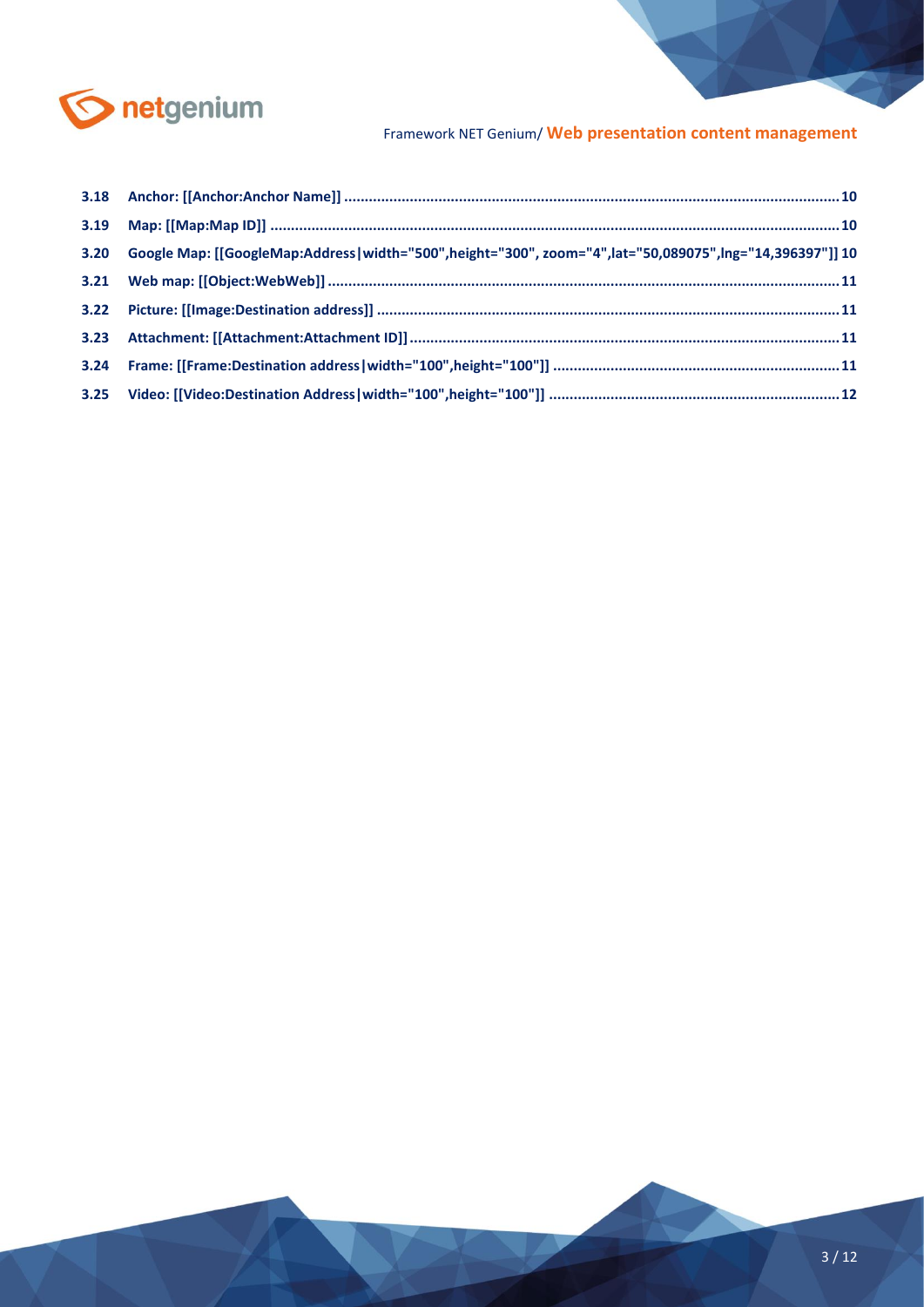3.18 Anchor: [[Anchor:Anchor Name]] ..... 10
3.19 Map: [[Map:Map ID]] ..... 10
3.20 Google Map: [[GoogleMap:Address|width="500",height="300", zoom="4",lat="50,089075",lng="14,396397"]] 10
3.21 Web map: [[Object:WebWeb]] ..... 11
3.22 Picture: [[Image:Destination address]] ..... 11
3.23 Attachment: [[Attachment:Attachment ID]] ..... 11
3.24 Frame: [[Frame:Destination address|width="100",height="100"]] ..... 11
3.25 Video: [[Video:Destination Address|width="100",height="100"]] ..... 12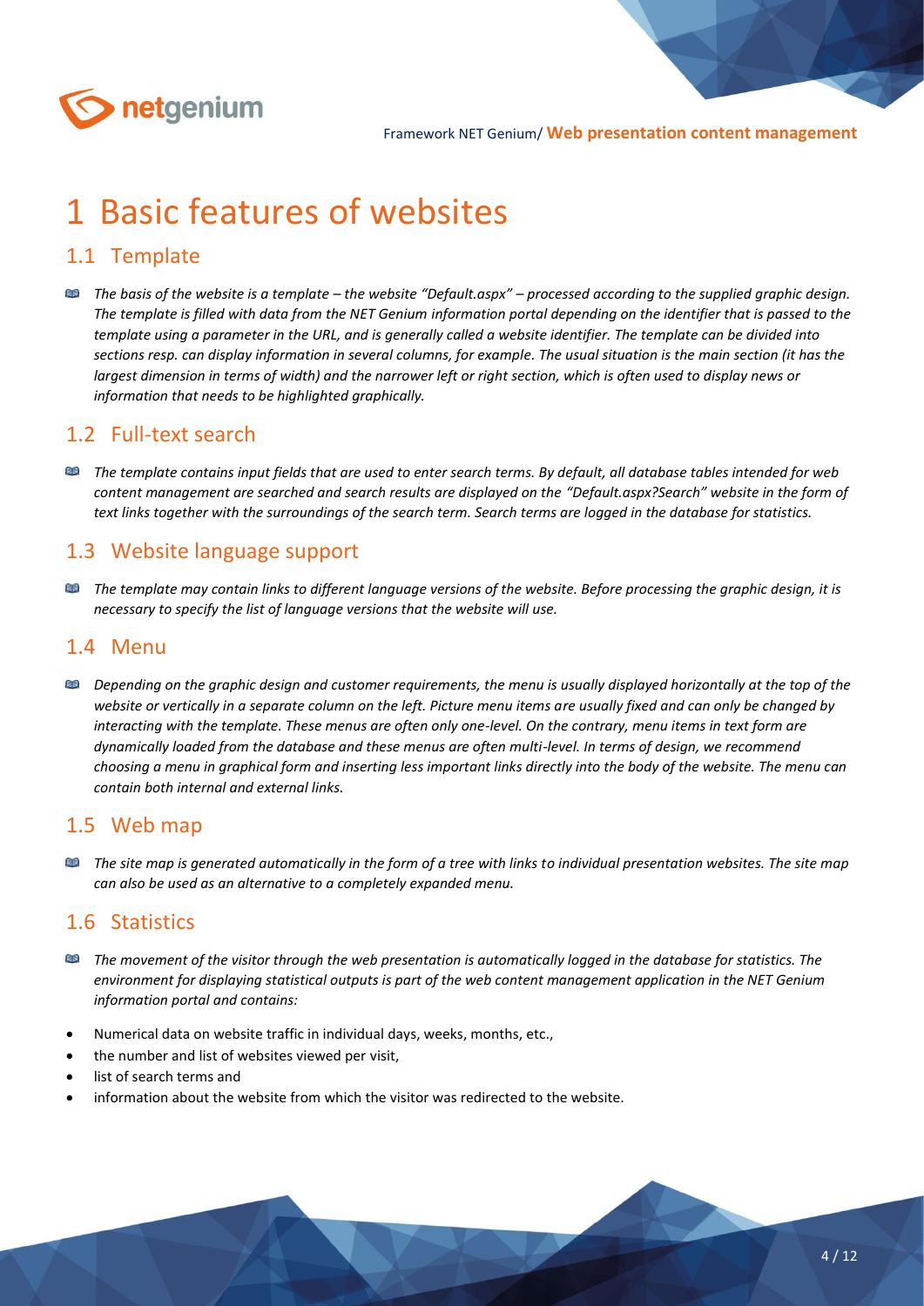# 1 Basic features of websites

## 1.1 Template

*The basis of the website is a template – the website "Default.aspx" – processed according to the supplied graphic design. The template is filled with data from the NET Genium information portal depending on the identifier that is passed to the template using a parameter in the URL, and is generally called a website identifier. The template can be divided into sections resp. can display information in several columns, for example. The usual situation is the main section (it has the largest dimension in terms of width) and the narrower left or right section, which is often used to display news or information that needs to be highlighted graphically.*

## 1.2 Full-text search

*The template contains input fields that are used to enter search terms. By default, all database tables intended for web content management are searched and search results are displayed on the "Default.aspx?Search" website in the form of text links together with the surroundings of the search term. Search terms are logged in the database for statistics.*

## 1.3 Website language support

*The template may contain links to different language versions of the website. Before processing the graphic design, it is necessary to specify the list of language versions that the website will use.*

## 1.4 Menu

*Depending on the graphic design and customer requirements, the menu is usually displayed horizontally at the top of the website or vertically in a separate column on the left. Picture menu items are usually fixed and can only be changed by interacting with the template. These menus are often only one-level. On the contrary, menu items in text form are dynamically loaded from the database and these menus are often multi-level. In terms of design, we recommend choosing a menu in graphical form and inserting less important links directly into the body of the website. The menu can contain both internal and external links.*

## 1.5 Web map

*The site map is generated automatically in the form of a tree with links to individual presentation websites. The site map can also be used as an alternative to a completely expanded menu.*

## 1.6 Statistics

*The movement of the visitor through the web presentation is automatically logged in the database for statistics. The environment for displaying statistical outputs is part of the web content management application in the NET Genium information portal and contains:*

- Numerical data on website traffic in individual days, weeks, months, etc.,
- the number and list of websites viewed per visit,
- list of search terms and
- information about the website from which the visitor was redirected to the website.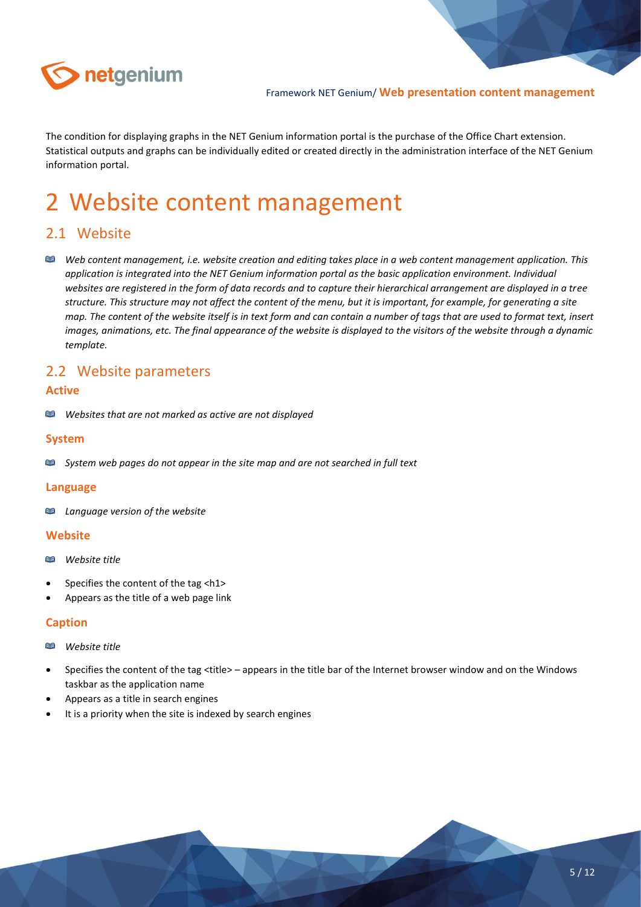The condition for displaying graphs in the NET Genium information portal is the purchase of the Office Chart extension. Statistical outputs and graphs can be individually edited or created directly in the administration interface of the NET Genium information portal.

# 2 Website content management

## 2.1 Website

*Web content management, i.e. website creation and editing takes place in a web content management application. This application is integrated into the NET Genium information portal as the basic application environment. Individual websites are registered in the form of data records and to capture their hierarchical arrangement are displayed in a tree structure. This structure may not affect the content of the menu, but it is important, for example, for generating a site map. The content of the website itself is in text form and can contain a number of tags that are used to format text, insert images, animations, etc. The final appearance of the website is displayed to the visitors of the website through a dynamic template.*

## 2.2 Website parameters

### Active

*Websites that are not marked as active are not displayed*

### System

*System web pages do not appear in the site map and are not searched in full text*

### Language

*Language version of the website*

### Website

*Website title*

- Specifies the content of the tag <h1>
- Appears as the title of a web page link

### Caption

*Website title*

- Specifies the content of the tag <title> – appears in the title bar of the Internet browser window and on the Windows taskbar as the application name
- Appears as a title in search engines
- It is a priority when the site is indexed by search engines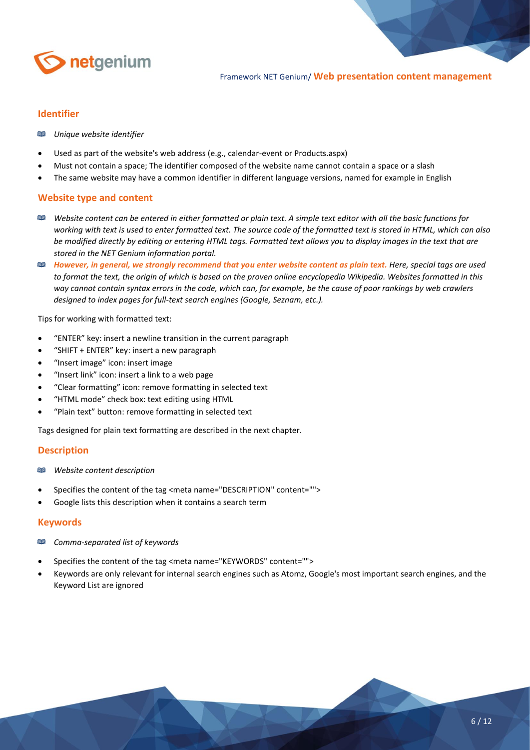## Identifier

*Unique website identifier*

- Used as part of the website's web address (e.g., calendar-event or Products.aspx)
- Must not contain a space; The identifier composed of the website name cannot contain a space or a slash
- The same website may have a common identifier in different language versions, named for example in English

## Website type and content

*Website content can be entered in either formatted or plain text. A simple text editor with all the basic functions for working with text is used to enter formatted text. The source code of the formatted text is stored in HTML, which can also be modified directly by editing or entering HTML tags. Formatted text allows you to display images in the text that are stored in the NET Genium information portal.*

***However, in general, we strongly recommend that you enter website content as plain text.*** *Here, special tags are used to format the text, the origin of which is based on the proven online encyclopedia Wikipedia. Websites formatted in this way cannot contain syntax errors in the code, which can, for example, be the cause of poor rankings by web crawlers designed to index pages for full-text search engines (Google, Seznam, etc.).*

Tips for working with formatted text:

- “ENTER” key: insert a newline transition in the current paragraph
- “SHIFT + ENTER” key: insert a new paragraph
- “Insert image” icon: insert image
- “Insert link” icon: insert a link to a web page
- “Clear formatting” icon: remove formatting in selected text
- “HTML mode” check box: text editing using HTML
- “Plain text” button: remove formatting in selected text

Tags designed for plain text formatting are described in the next chapter.

## Description

*Website content description*

- Specifies the content of the tag <meta name="DESCRIPTION" content="">
- Google lists this description when it contains a search term

## Keywords

*Comma-separated list of keywords*

- Specifies the content of the tag <meta name="KEYWORDS" content="">
- Keywords are only relevant for internal search engines such as Atomz, Google's most important search engines, and the Keyword List are ignored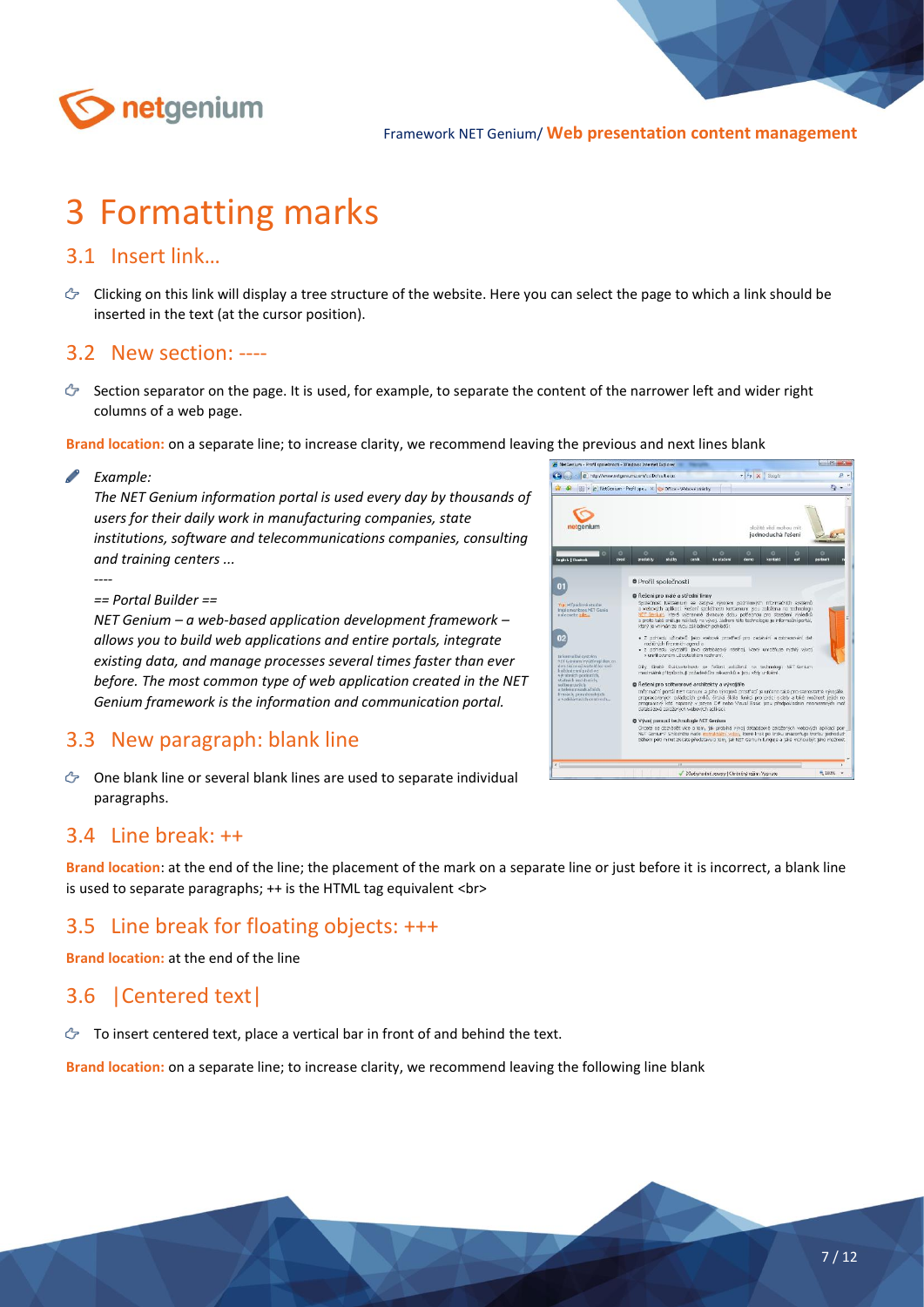# 3 Formatting marks

## 3.1 Insert link…

- Clicking on this link will display a tree structure of the website. Here you can select the page to which a link should be inserted in the text (at the cursor position).

## 3.2 New section: ----

- Section separator on the page. It is used, for example, to separate the content of the narrower left and wider right columns of a web page.

**Brand location:** on a separate line; to increase clarity, we recommend leaving the previous and next lines blank

*Example:*

*The NET Genium information portal is used every day by thousands of users for their daily work in manufacturing companies, state institutions, software and telecommunications companies, consulting and training centers ...*

*----*

*== Portal Builder ==*

*NET Genium – a web-based application development framework – allows you to build web applications and entire portals, integrate existing data, and manage processes several times faster than ever before. The most common type of web application created in the NET Genium framework is the information and communication portal.*

## 3.3 New paragraph: blank line

- One blank line or several blank lines are used to separate individual paragraphs.

## 3.4 Line break: ++

**Brand location**: at the end of the line; the placement of the mark on a separate line or just before it is incorrect, a blank line is used to separate paragraphs; ++ is the HTML tag equivalent <br>

## 3.5 Line break for floating objects: +++

**Brand location:** at the end of the line

## 3.6 |Centered text|

- To insert centered text, place a vertical bar in front of and behind the text.

**Brand location:** on a separate line; to increase clarity, we recommend leaving the following line blank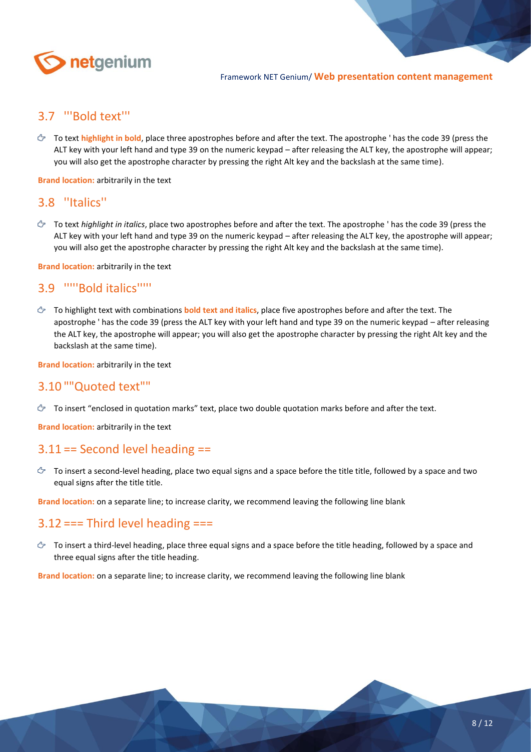## 3.7 '''Bold text'''

- To text **highlight in bold**, place three apostrophes before and after the text. The apostrophe ' has the code 39 (press the ALT key with your left hand and type 39 on the numeric keypad – after releasing the ALT key, the apostrophe will appear; you will also get the apostrophe character by pressing the right Alt key and the backslash at the same time).

**Brand location:** arbitrarily in the text

## 3.8 ''Italics''

- To text *highlight in italics*, place two apostrophes before and after the text. The apostrophe ' has the code 39 (press the ALT key with your left hand and type 39 on the numeric keypad – after releasing the ALT key, the apostrophe will appear; you will also get the apostrophe character by pressing the right Alt key and the backslash at the same time).

**Brand location:** arbitrarily in the text

## 3.9 '''''Bold italics'''''

- To highlight text with combinations ***bold text and italics***, place five apostrophes before and after the text. The apostrophe ' has the code 39 (press the ALT key with your left hand and type 39 on the numeric keypad – after releasing the ALT key, the apostrophe will appear; you will also get the apostrophe character by pressing the right Alt key and the backslash at the same time).

**Brand location:** arbitrarily in the text

## 3.10 ""Quoted text""

- To insert "enclosed in quotation marks" text, place two double quotation marks before and after the text.

**Brand location:** arbitrarily in the text

## 3.11 == Second level heading ==

- To insert a second-level heading, place two equal signs and a space before the title title, followed by a space and two equal signs after the title title.

**Brand location:** on a separate line; to increase clarity, we recommend leaving the following line blank

## 3.12 === Third level heading ===

- To insert a third-level heading, place three equal signs and a space before the title heading, followed by a space and three equal signs after the title heading.

**Brand location:** on a separate line; to increase clarity, we recommend leaving the following line blank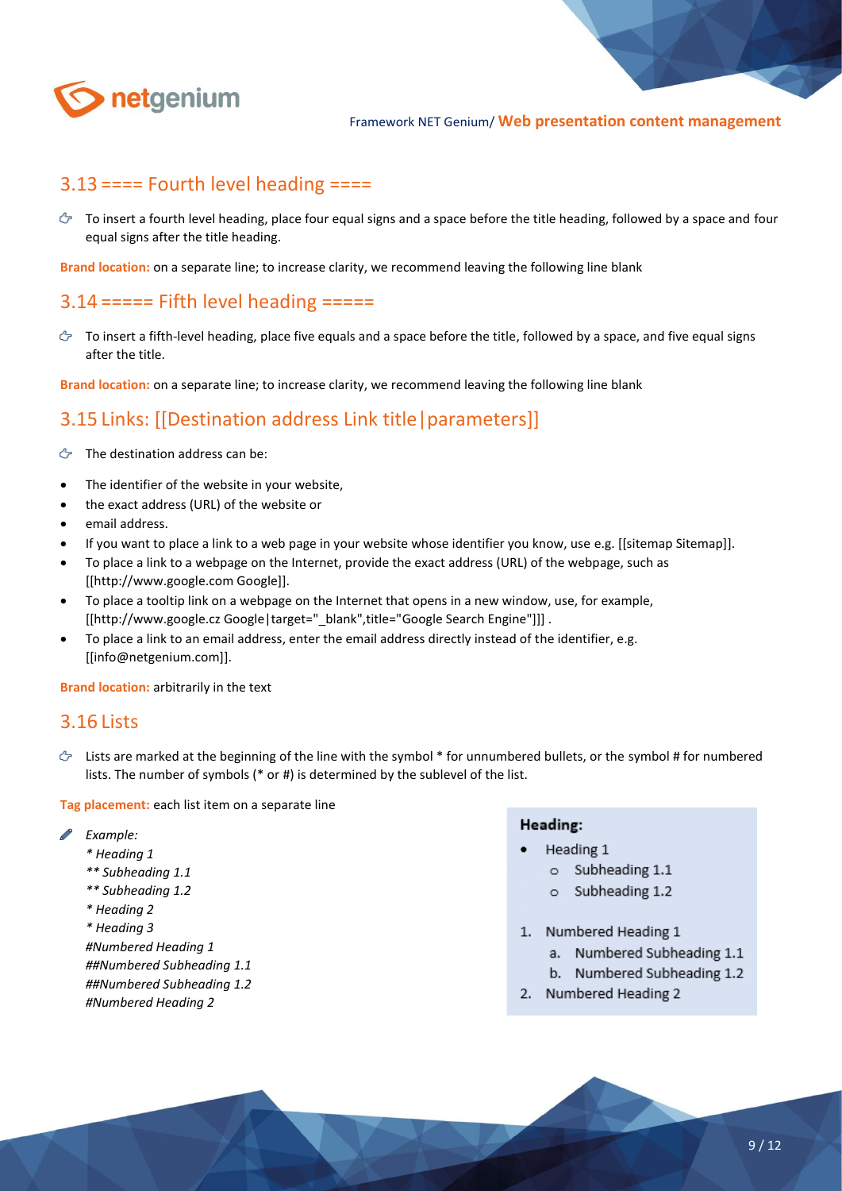## 3.13 ==== Fourth level heading ====

To insert a fourth level heading, place four equal signs and a space before the title heading, followed by a space and four equal signs after the title heading.

**Brand location:** on a separate line; to increase clarity, we recommend leaving the following line blank

## 3.14 ===== Fifth level heading =====

To insert a fifth-level heading, place five equals and a space before the title, followed by a space, and five equal signs after the title.

**Brand location:** on a separate line; to increase clarity, we recommend leaving the following line blank

## 3.15 Links: [[Destination address Link title|parameters]]

The destination address can be:

- The identifier of the website in your website,
- the exact address (URL) of the website or
- email address.
- If you want to place a link to a web page in your website whose identifier you know, use e.g. [[sitemap Sitemap]].
- To place a link to a webpage on the Internet, provide the exact address (URL) of the webpage, such as [[http://www.google.com Google]].
- To place a tooltip link on a webpage on the Internet that opens in a new window, use, for example, [[http://www.google.cz Google|target="_blank",title="Google Search Engine"]]] .
- To place a link to an email address, enter the email address directly instead of the identifier, e.g. [[info@netgenium.com]].

**Brand location:** arbitrarily in the text

## 3.16 Lists

Lists are marked at the beginning of the line with the symbol * for unnumbered bullets, or the symbol # for numbered lists. The number of symbols (* or #) is determined by the sublevel of the list.

**Tag placement:** each list item on a separate line

*Example:*
*\* Heading 1*
*\*\* Subheading 1.1*
*\*\* Subheading 1.2*
*\* Heading 2*
*\* Heading 3*
*#Numbered Heading 1*
*##Numbered Subheading 1.1*
*##Numbered Subheading 1.2*
*#Numbered Heading 2*

**Heading:**

- Heading 1
    - Subheading 1.1
    - Subheading 1.2

1. Numbered Heading 1
    a. Numbered Subheading 1.1
    b. Numbered Subheading 1.2
2. Numbered Heading 2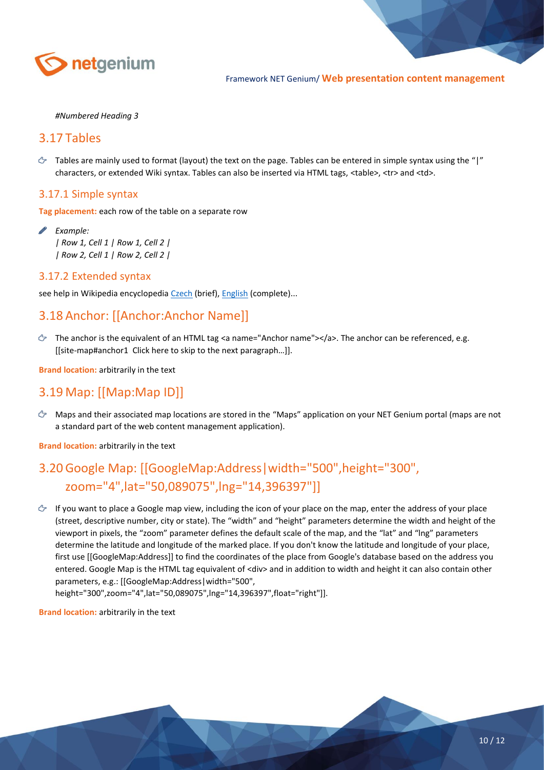*#Numbered Heading 3*

## 3.17 Tables

- Tables are mainly used to format (layout) the text on the page. Tables can be entered in simple syntax using the "|" characters, or extended Wiki syntax. Tables can also be inserted via HTML tags, <table>, <tr> and <td>.

### 3.17.1 Simple syntax

**Tag placement:** each row of the table on a separate row

*Example:*
*| Row 1, Cell 1 | Row 1, Cell 2 |*
*| Row 2, Cell 1 | Row 2, Cell 2 |*

### 3.17.2 Extended syntax

see help in Wikipedia encyclopedia Czech (brief), English (complete)...

## 3.18 Anchor: [[Anchor:Anchor Name]]

- The anchor is the equivalent of an HTML tag <a name="Anchor name"></a>. The anchor can be referenced, e.g. [[site-map#anchor1 Click here to skip to the next paragraph…]].

**Brand location:** arbitrarily in the text

## 3.19 Map: [[Map:Map ID]]

- Maps and their associated map locations are stored in the "Maps" application on your NET Genium portal (maps are not a standard part of the web content management application).

**Brand location:** arbitrarily in the text

## 3.20 Google Map: [[GoogleMap:Address|width="500",height="300", zoom="4",lat="50,089075",lng="14,396397"]]

- If you want to place a Google map view, including the icon of your place on the map, enter the address of your place (street, descriptive number, city or state). The "width" and "height" parameters determine the width and height of the viewport in pixels, the "zoom" parameter defines the default scale of the map, and the "lat" and "lng" parameters determine the latitude and longitude of the marked place. If you don't know the latitude and longitude of your place, first use [[GoogleMap:Address]] to find the coordinates of the place from Google's database based on the address you entered. Google Map is the HTML tag equivalent of <div> and in addition to width and height it can also contain other parameters, e.g.: [[GoogleMap:Address|width="500", height="300",zoom="4",lat="50,089075",lng="14,396397",float="right"]].

**Brand location:** arbitrarily in the text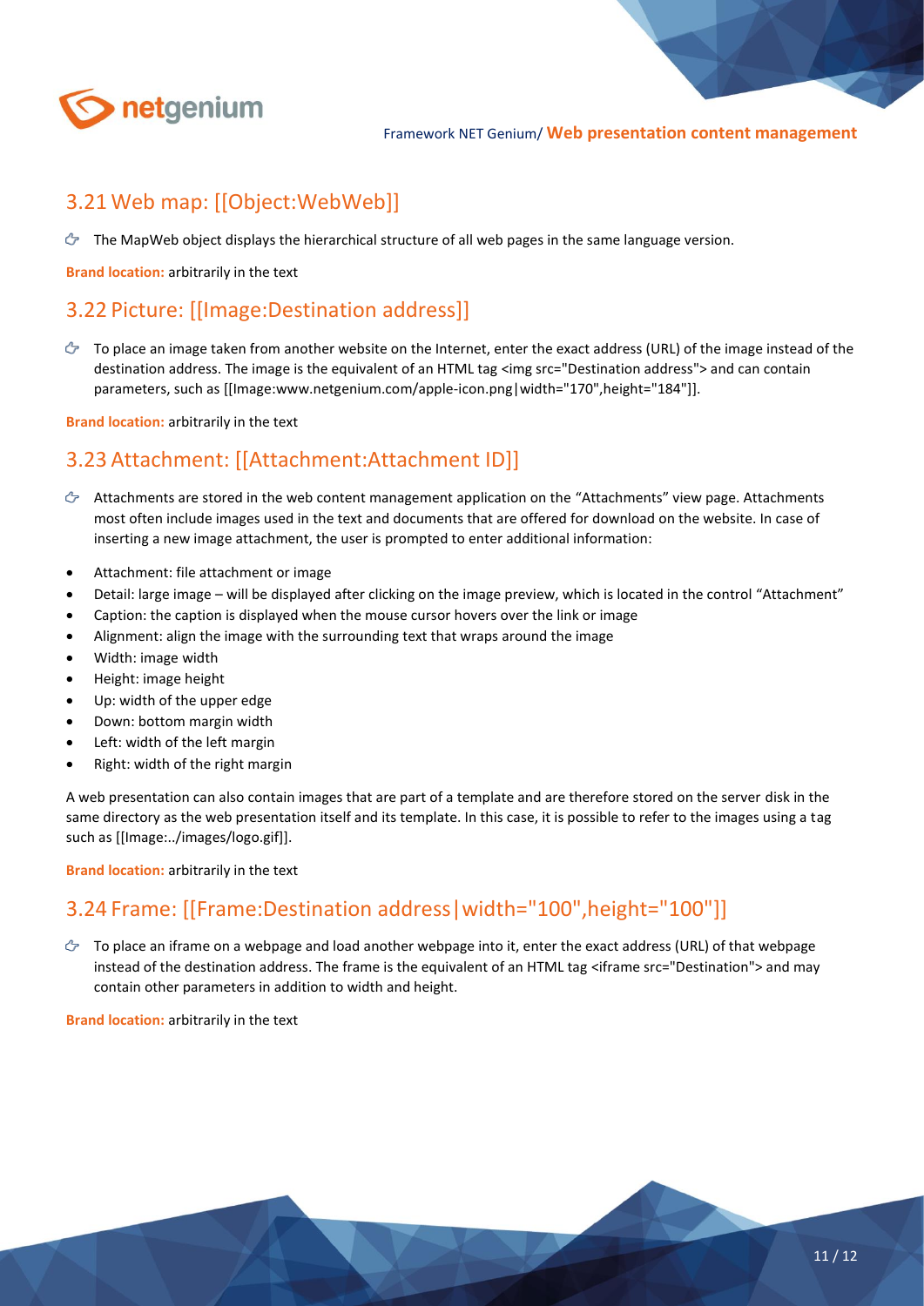## 3.21 Web map: [[Object:WebWeb]]

- The MapWeb object displays the hierarchical structure of all web pages in the same language version.

**Brand location:** arbitrarily in the text

## 3.22 Picture: [[Image:Destination address]]

- To place an image taken from another website on the Internet, enter the exact address (URL) of the image instead of the destination address. The image is the equivalent of an HTML tag <img src="Destination address"> and can contain parameters, such as [[Image:www.netgenium.com/apple-icon.png|width="170",height="184"]].

**Brand location:** arbitrarily in the text

## 3.23 Attachment: [[Attachment:Attachment ID]]

- Attachments are stored in the web content management application on the "Attachments" view page. Attachments most often include images used in the text and documents that are offered for download on the website. In case of inserting a new image attachment, the user is prompted to enter additional information:

- Attachment: file attachment or image
- Detail: large image – will be displayed after clicking on the image preview, which is located in the control "Attachment"
- Caption: the caption is displayed when the mouse cursor hovers over the link or image
- Alignment: align the image with the surrounding text that wraps around the image
- Width: image width
- Height: image height
- Up: width of the upper edge
- Down: bottom margin width
- Left: width of the left margin
- Right: width of the right margin

A web presentation can also contain images that are part of a template and are therefore stored on the server disk in the same directory as the web presentation itself and its template. In this case, it is possible to refer to the images using a tag such as [[Image:../images/logo.gif]].

**Brand location:** arbitrarily in the text

## 3.24 Frame: [[Frame:Destination address|width="100",height="100"]]

- To place an iframe on a webpage and load another webpage into it, enter the exact address (URL) of that webpage instead of the destination address. The frame is the equivalent of an HTML tag <iframe src="Destination"> and may contain other parameters in addition to width and height.

**Brand location:** arbitrarily in the text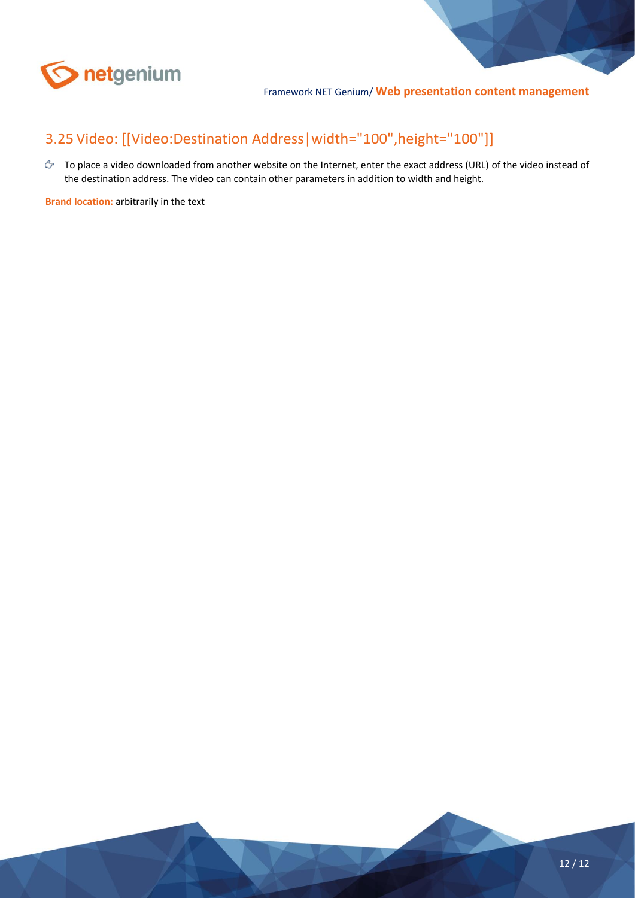## 3.25 Video: [[Video:Destination Address|width="100",height="100"]]

- To place a video downloaded from another website on the Internet, enter the exact address (URL) of the video instead of the destination address. The video can contain other parameters in addition to width and height.

**Brand location:** arbitrarily in the text